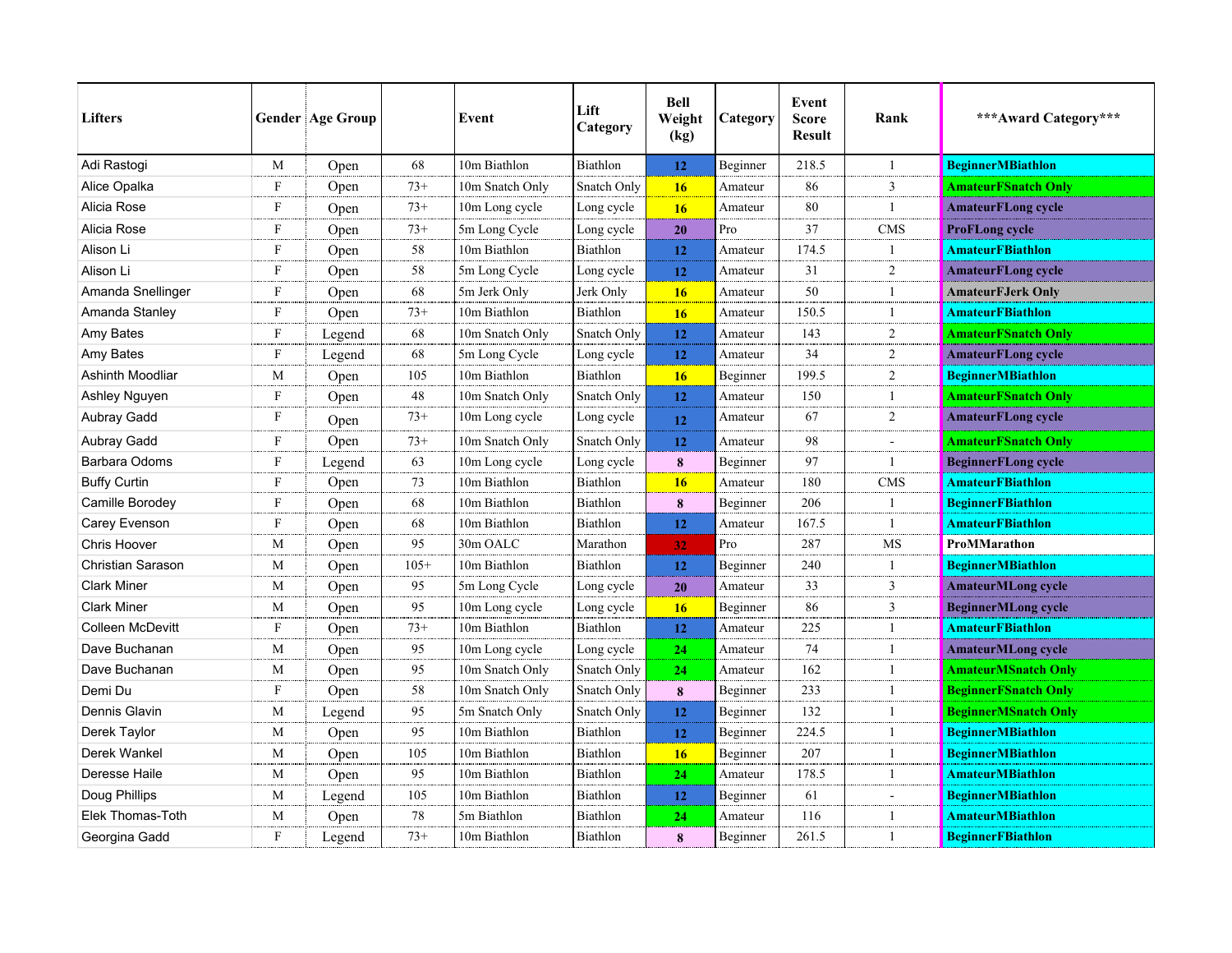| Lifters | Gender | Age Group | | Event | Lift Category | Bell Weight (kg) | Category | Event Score Result | Rank | ***Award Category*** |
|---|---|---|---|---|---|---|---|---|---|---|
| Adi Rastogi | M | Open | 68 | 10m Biathlon | Biathlon | 12 | Beginner | 218.5 | 1 | BeginnerMBiathlon |
| Alice Opalka | F | Open | 73+ | 10m Snatch Only | Snatch Only | 16 | Amateur | 86 | 3 | AmateurFSnatch Only |
| Alicia Rose | F | Open | 73+ | 10m Long cycle | Long cycle | 16 | Amateur | 80 | 1 | AmateurFLong cycle |
| Alicia Rose | F | Open | 73+ | 5m Long Cycle | Long cycle | 20 | Pro | 37 | CMS | ProFLong cycle |
| Alison Li | F | Open | 58 | 10m Biathlon | Biathlon | 12 | Amateur | 174.5 | 1 | AmateurFBiathlon |
| Alison Li | F | Open | 58 | 5m Long Cycle | Long cycle | 12 | Amateur | 31 | 2 | AmateurFLong cycle |
| Amanda Snellinger | F | Open | 68 | 5m Jerk Only | Jerk Only | 16 | Amateur | 50 | 1 | AmateurFJerk Only |
| Amanda Stanley | F | Open | 73+ | 10m Biathlon | Biathlon | 16 | Amateur | 150.5 | 1 | AmateurFBiathlon |
| Amy Bates | F | Legend | 68 | 10m Snatch Only | Snatch Only | 12 | Amateur | 143 | 2 | AmateurFSnatch Only |
| Amy Bates | F | Legend | 68 | 5m Long Cycle | Long cycle | 12 | Amateur | 34 | 2 | AmateurFLong cycle |
| Ashinth Moodliar | M | Open | 105 | 10m Biathlon | Biathlon | 16 | Beginner | 199.5 | 2 | BeginnerMBiathlon |
| Ashley Nguyen | F | Open | 48 | 10m Snatch Only | Snatch Only | 12 | Amateur | 150 | 1 | AmateurFSnatch Only |
| Aubray Gadd | F | Open | 73+ | 10m Long cycle | Long cycle | 12 | Amateur | 67 | 2 | AmateurFLong cycle |
| Aubray Gadd | F | Open | 73+ | 10m Snatch Only | Snatch Only | 12 | Amateur | 98 | - | AmateurFSnatch Only |
| Barbara Odoms | F | Legend | 63 | 10m Long cycle | Long cycle | 8 | Beginner | 97 | 1 | BeginnerFLong cycle |
| Buffy Curtin | F | Open | 73 | 10m Biathlon | Biathlon | 16 | Amateur | 180 | CMS | AmateurFBiathlon |
| Camille Borodey | F | Open | 68 | 10m Biathlon | Biathlon | 8 | Beginner | 206 | 1 | BeginnerFBiathlon |
| Carey Evenson | F | Open | 68 | 10m Biathlon | Biathlon | 12 | Amateur | 167.5 | 1 | AmateurFBiathlon |
| Chris Hoover | M | Open | 95 | 30m OALC | Marathon | 32 | Pro | 287 | MS | ProMMarathon |
| Christian Sarason | M | Open | 105+ | 10m Biathlon | Biathlon | 12 | Beginner | 240 | 1 | BeginnerMBiathlon |
| Clark Miner | M | Open | 95 | 5m Long Cycle | Long cycle | 20 | Amateur | 33 | 3 | AmateurMLong cycle |
| Clark Miner | M | Open | 95 | 10m Long cycle | Long cycle | 16 | Beginner | 86 | 3 | BeginnerMLong cycle |
| Colleen McDevitt | F | Open | 73+ | 10m Biathlon | Biathlon | 12 | Amateur | 225 | 1 | AmateurFBiathlon |
| Dave Buchanan | M | Open | 95 | 10m Long cycle | Long cycle | 24 | Amateur | 74 | 1 | AmateurMLong cycle |
| Dave Buchanan | M | Open | 95 | 10m Snatch Only | Snatch Only | 24 | Amateur | 162 | 1 | AmateurMSnatch Only |
| Demi Du | F | Open | 58 | 10m Snatch Only | Snatch Only | 8 | Beginner | 233 | 1 | BeginnerFSnatch Only |
| Dennis Glavin | M | Legend | 95 | 5m Snatch Only | Snatch Only | 12 | Beginner | 132 | 1 | BeginnerMSnatch Only |
| Derek Taylor | M | Open | 95 | 10m Biathlon | Biathlon | 12 | Beginner | 224.5 | 1 | BeginnerMBiathlon |
| Derek Wankel | M | Open | 105 | 10m Biathlon | Biathlon | 16 | Beginner | 207 | 1 | BeginnerMBiathlon |
| Deresse Haile | M | Open | 95 | 10m Biathlon | Biathlon | 24 | Amateur | 178.5 | 1 | AmateurMBiathlon |
| Doug Phillips | M | Legend | 105 | 10m Biathlon | Biathlon | 12 | Beginner | 61 | - | BeginnerMBiathlon |
| Elek Thomas-Toth | M | Open | 78 | 5m Biathlon | Biathlon | 24 | Amateur | 116 | 1 | AmateurMBiathlon |
| Georgina Gadd | F | Legend | 73+ | 10m Biathlon | Biathlon | 8 | Beginner | 261.5 | 1 | BeginnerFBiathlon |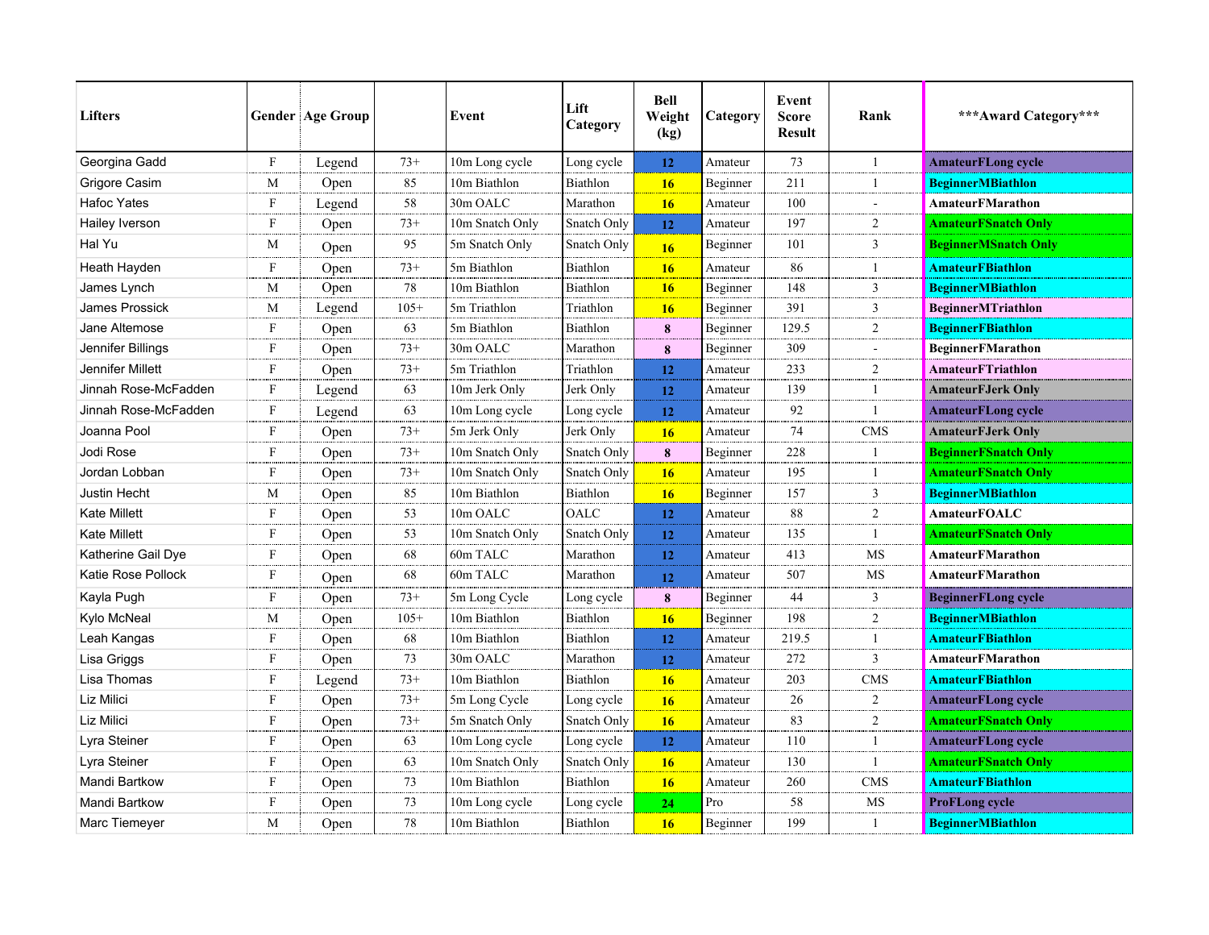| Lifters | Gender | Age Group | | Event | Lift Category | Bell Weight (kg) | Category | Event Score Result | Rank | ***Award Category*** |
|---|---|---|---|---|---|---|---|---|---|---|
| Georgina Gadd | F | Legend | 73+ | 10m Long cycle | Long cycle | 12 | Amateur | 73 | 1 | AmateurFLong cycle |
| Grigore Casim | M | Open | 85 | 10m Biathlon | Biathlon | 16 | Beginner | 211 | 1 | BeginnerMBiathlon |
| Hafoc Yates | F | Legend | 58 | 30m OALC | Marathon | 16 | Amateur | 100 | - | AmateurFMarathon |
| Hailey Iverson | F | Open | 73+ | 10m Snatch Only | Snatch Only | 12 | Amateur | 197 | 2 | AmateurFSnatch Only |
| Hal Yu | M | Open | 95 | 5m Snatch Only | Snatch Only | 16 | Beginner | 101 | 3 | BeginnerMSnatch Only |
| Heath Hayden | F | Open | 73+ | 5m Biathlon | Biathlon | 16 | Amateur | 86 | 1 | AmateurFBiathlon |
| James Lynch | M | Open | 78 | 10m Biathlon | Biathlon | 16 | Beginner | 148 | 3 | BeginnerMBiathlon |
| James Prossick | M | Legend | 105+ | 5m Triathlon | Triathlon | 16 | Beginner | 391 | 3 | BeginnerMTriathlon |
| Jane Altemose | F | Open | 63 | 5m Biathlon | Biathlon | 8 | Beginner | 129.5 | 2 | BeginnerFBiathlon |
| Jennifer Billings | F | Open | 73+ | 30m OALC | Marathon | 8 | Beginner | 309 | - | BeginnerFMarathon |
| Jennifer Millett | F | Open | 73+ | 5m Triathlon | Triathlon | 12 | Amateur | 233 | 2 | AmateurFTriathlon |
| Jinnah Rose-McFadden | F | Legend | 63 | 10m Jerk Only | Jerk Only | 12 | Amateur | 139 | 1 | AmateurFJerk Only |
| Jinnah Rose-McFadden | F | Legend | 63 | 10m Long cycle | Long cycle | 12 | Amateur | 92 | 1 | AmateurFLong cycle |
| Joanna Pool | F | Open | 73+ | 5m Jerk Only | Jerk Only | 16 | Amateur | 74 | CMS | AmateurFJerk Only |
| Jodi Rose | F | Open | 73+ | 10m Snatch Only | Snatch Only | 8 | Beginner | 228 | 1 | BeginnerFSnatch Only |
| Jordan Lobban | F | Open | 73+ | 10m Snatch Only | Snatch Only | 16 | Amateur | 195 | 1 | AmateurFSnatch Only |
| Justin Hecht | M | Open | 85 | 10m Biathlon | Biathlon | 16 | Beginner | 157 | 3 | BeginnerMBiathlon |
| Kate Millett | F | Open | 53 | 10m OALC | OALC | 12 | Amateur | 88 | 2 | AmateurFOALC |
| Kate Millett | F | Open | 53 | 10m Snatch Only | Snatch Only | 12 | Amateur | 135 | 1 | AmateurFSnatch Only |
| Katherine Gail Dye | F | Open | 68 | 60m TALC | Marathon | 12 | Amateur | 413 | MS | AmateurFMarathon |
| Katie Rose Pollock | F | Open | 68 | 60m TALC | Marathon | 12 | Amateur | 507 | MS | AmateurFMarathon |
| Kayla Pugh | F | Open | 73+ | 5m Long Cycle | Long cycle | 8 | Beginner | 44 | 3 | BeginnerFLong cycle |
| Kylo McNeal | M | Open | 105+ | 10m Biathlon | Biathlon | 16 | Beginner | 198 | 2 | BeginnerMBiathlon |
| Leah Kangas | F | Open | 68 | 10m Biathlon | Biathlon | 12 | Amateur | 219.5 | 1 | AmateurFBiathlon |
| Lisa Griggs | F | Open | 73 | 30m OALC | Marathon | 12 | Amateur | 272 | 3 | AmateurFMarathon |
| Lisa Thomas | F | Legend | 73+ | 10m Biathlon | Biathlon | 16 | Amateur | 203 | CMS | AmateurFBiathlon |
| Liz Milici | F | Open | 73+ | 5m Long Cycle | Long cycle | 16 | Amateur | 26 | 2 | AmateurFLong cycle |
| Liz Milici | F | Open | 73+ | 5m Snatch Only | Snatch Only | 16 | Amateur | 83 | 2 | AmateurFSnatch Only |
| Lyra Steiner | F | Open | 63 | 10m Long cycle | Long cycle | 12 | Amateur | 110 | 1 | AmateurFLong cycle |
| Lyra Steiner | F | Open | 63 | 10m Snatch Only | Snatch Only | 16 | Amateur | 130 | 1 | AmateurFSnatch Only |
| Mandi Bartkow | F | Open | 73 | 10m Biathlon | Biathlon | 16 | Amateur | 260 | CMS | AmateurFBiathlon |
| Mandi Bartkow | F | Open | 73 | 10m Long cycle | Long cycle | 24 | Pro | 58 | MS | ProFLong cycle |
| Marc Tiemeyer | M | Open | 78 | 10m Biathlon | Biathlon | 16 | Beginner | 199 | 1 | BeginnerMBiathlon |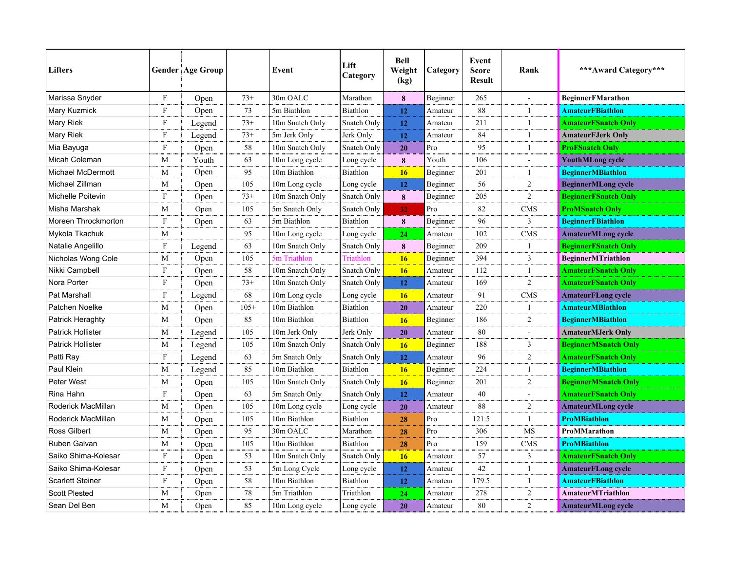| Lifters | Gender | Age Group | | Event | Lift Category | Bell Weight (kg) | Category | Event Score Result | Rank | ***Award Category*** |
|---|---|---|---|---|---|---|---|---|---|---|
| Marissa Snyder | F | Open | 73+ | 30m OALC | Marathon | 8 | Beginner | 265 | - | **BeginnerFMarathon** |
| Mary Kuzmick | F | Open | 73 | 5m Biathlon | Biathlon | 12 | Amateur | 88 | 1 | **AmateurFBiathlon** |
| Mary Riek | F | Legend | 73+ | 10m Snatch Only | Snatch Only | 12 | Amateur | 211 | 1 | **AmateurFSnatch Only** |
| Mary Riek | F | Legend | 73+ | 5m Jerk Only | Jerk Only | 12 | Amateur | 84 | 1 | **AmateurFJerk Only** |
| Mia Bayuga | F | Open | 58 | 10m Snatch Only | Snatch Only | 20 | Pro | 95 | 1 | **ProFSnatch Only** |
| Micah Coleman | M | Youth | 63 | 10m Long cycle | Long cycle | 8 | Youth | 106 | - | **YouthMLong cycle** |
| Michael McDermott | M | Open | 95 | 10m Biathlon | Biathlon | 16 | Beginner | 201 | 1 | **BeginnerMBiathlon** |
| Michael Zillman | M | Open | 105 | 10m Long cycle | Long cycle | 12 | Beginner | 56 | 2 | **BeginnerMLong cycle** |
| Michelle Poitevin | F | Open | 73+ | 10m Snatch Only | Snatch Only | 8 | Beginner | 205 | 2 | **BeginnerFSnatch Only** |
| Misha Marshak | M | Open | 105 | 5m Snatch Only | Snatch Only | 32 | Pro | 82 | CMS | **ProMSnatch Only** |
| Moreen Throckmorton | F | Open | 63 | 5m Biathlon | Biathlon | 8 | Beginner | 96 | 3 | **BeginnerFBiathlon** |
| Mykola Tkachuk | M | | 95 | 10m Long cycle | Long cycle | 24 | Amateur | 102 | CMS | **AmateurMLong cycle** |
| Natalie Angelillo | F | Legend | 63 | 10m Snatch Only | Snatch Only | 8 | Beginner | 209 | 1 | **BeginnerFSnatch Only** |
| Nicholas Wong Cole | M | Open | 105 | 5m Triathlon | Triathlon | 16 | Beginner | 394 | 3 | **BeginnerMTriathlon** |
| Nikki Campbell | F | Open | 58 | 10m Snatch Only | Snatch Only | 16 | Amateur | 112 | 1 | **AmateurFSnatch Only** |
| Nora Porter | F | Open | 73+ | 10m Snatch Only | Snatch Only | 12 | Amateur | 169 | 2 | **AmateurFSnatch Only** |
| Pat Marshall | F | Legend | 68 | 10m Long cycle | Long cycle | 16 | Amateur | 91 | CMS | **AmateurFLong cycle** |
| Patchen Noelke | M | Open | 105+ | 10m Biathlon | Biathlon | 20 | Amateur | 220 | 1 | **AmateurMBiathlon** |
| Patrick Heraghty | M | Open | 85 | 10m Biathlon | Biathlon | 16 | Beginner | 186 | 2 | **BeginnerMBiathlon** |
| Patrick Hollister | M | Legend | 105 | 10m Jerk Only | Jerk Only | 20 | Amateur | 80 | - | **AmateurMJerk Only** |
| Patrick Hollister | M | Legend | 105 | 10m Snatch Only | Snatch Only | 16 | Beginner | 188 | 3 | **BeginnerMSnatch Only** |
| Patti Ray | F | Legend | 63 | 5m Snatch Only | Snatch Only | 12 | Amateur | 96 | 2 | **AmateurFSnatch Only** |
| Paul Klein | M | Legend | 85 | 10m Biathlon | Biathlon | 16 | Beginner | 224 | 1 | **BeginnerMBiathlon** |
| Peter West | M | Open | 105 | 10m Snatch Only | Snatch Only | 16 | Beginner | 201 | 2 | **BeginnerMSnatch Only** |
| Rina Hahn | F | Open | 63 | 5m Snatch Only | Snatch Only | 12 | Amateur | 40 | - | **AmateurFSnatch Only** |
| Roderick MacMillan | M | Open | 105 | 10m Long cycle | Long cycle | 20 | Amateur | 88 | 2 | **AmateurMLong cycle** |
| Roderick MacMillan | M | Open | 105 | 10m Biathlon | Biathlon | 28 | Pro | 121.5 | 1 | **ProMBiathlon** |
| Ross Gilbert | M | Open | 95 | 30m OALC | Marathon | 28 | Pro | 306 | MS | **ProMMarathon** |
| Ruben Galvan | M | Open | 105 | 10m Biathlon | Biathlon | 28 | Pro | 159 | CMS | **ProMBiathlon** |
| Saiko Shima-Kolesar | F | Open | 53 | 10m Snatch Only | Snatch Only | 16 | Amateur | 57 | 3 | **AmateurFSnatch Only** |
| Saiko Shima-Kolesar | F | Open | 53 | 5m Long Cycle | Long cycle | 12 | Amateur | 42 | 1 | **AmateurFLong cycle** |
| Scarlett Steiner | F | Open | 58 | 10m Biathlon | Biathlon | 12 | Amateur | 179.5 | 1 | **AmateurFBiathlon** |
| Scott Plested | M | Open | 78 | 5m Triathlon | Triathlon | 24 | Amateur | 278 | 2 | **AmateurMTriathlon** |
| Sean Del Ben | M | Open | 85 | 10m Long cycle | Long cycle | 20 | Amateur | 80 | 2 | **AmateurMLong cycle** |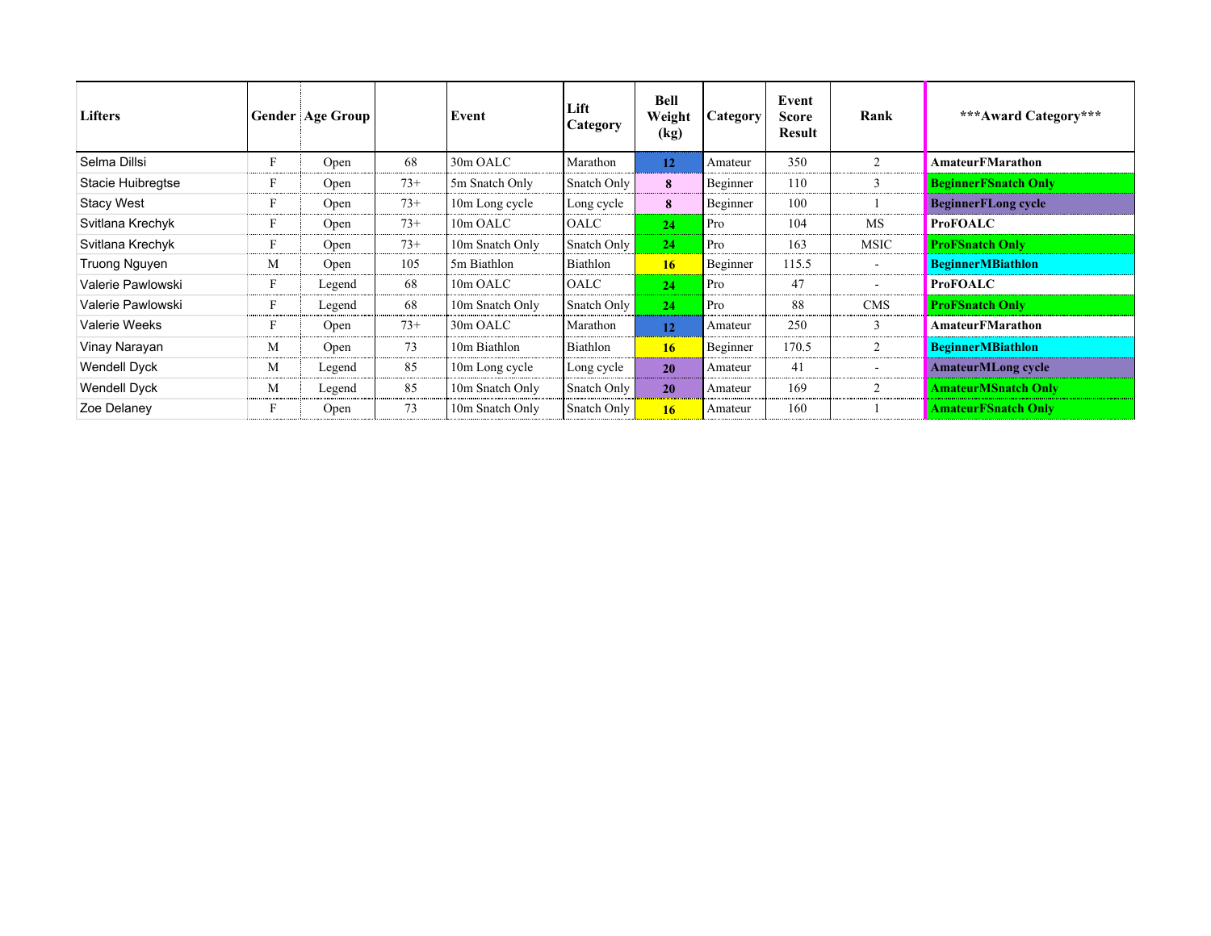| Lifters | Gender | Age Group | | Event | Lift Category | Bell Weight (kg) | Category | Event Score Result | Rank | ***Award Category*** |
|---|---|---|---|---|---|---|---|---|---|---|
| Selma Dillsi | F | Open | 68 | 30m OALC | Marathon | 12 | Amateur | 350 | 2 | AmateurFMarathon |
| Stacie Huibregtse | F | Open | 73+ | 5m Snatch Only | Snatch Only | 8 | Beginner | 110 | 3 | BeginnerFSnatch Only |
| Stacy West | F | Open | 73+ | 10m Long cycle | Long cycle | 8 | Beginner | 100 | 1 | BeginnerFLong cycle |
| Svitlana Krechyk | F | Open | 73+ | 10m OALC | OALC | 24 | Pro | 104 | MS | ProFOALC |
| Svitlana Krechyk | F | Open | 73+ | 10m Snatch Only | Snatch Only | 24 | Pro | 163 | MSIC | ProFSnatch Only |
| Truong Nguyen | M | Open | 105 | 5m Biathlon | Biathlon | 16 | Beginner | 115.5 | - | BeginnerMBiathlon |
| Valerie Pawlowski | F | Legend | 68 | 10m OALC | OALC | 24 | Pro | 47 | - | ProFOALC |
| Valerie Pawlowski | F | Legend | 68 | 10m Snatch Only | Snatch Only | 24 | Pro | 88 | CMS | ProFSnatch Only |
| Valerie Weeks | F | Open | 73+ | 30m OALC | Marathon | 12 | Amateur | 250 | 3 | AmateurFMarathon |
| Vinay Narayan | M | Open | 73 | 10m Biathlon | Biathlon | 16 | Beginner | 170.5 | 2 | BeginnerMBiathlon |
| Wendell Dyck | M | Legend | 85 | 10m Long cycle | Long cycle | 20 | Amateur | 41 | - | AmateurMLong cycle |
| Wendell Dyck | M | Legend | 85 | 10m Snatch Only | Snatch Only | 20 | Amateur | 169 | 2 | AmateurMSnatch Only |
| Zoe Delaney | F | Open | 73 | 10m Snatch Only | Snatch Only | 16 | Amateur | 160 | 1 | AmateurFSnatch Only |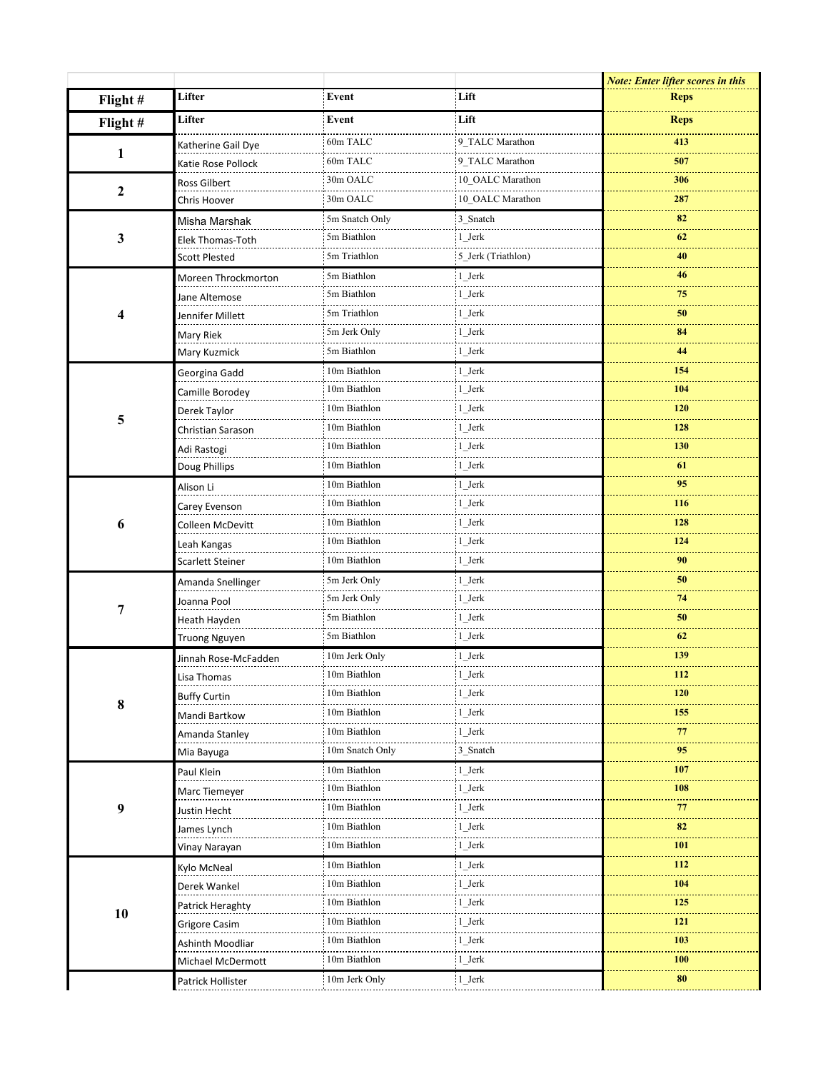| | | | | *Note: Enter lifter scores in this* |
|---|---|---|---|---|
| **Flight #** | **Lifter** | **Event** | **Lift** | **Reps** |
| **Flight #** | **Lifter** | **Event** | **Lift** | **Reps** |
| **1** | Katherine Gail Dye | 60m TALC | 9_TALC Marathon | **413** |
| | Katie Rose Pollock | 60m TALC | 9_TALC Marathon | **507** |
| **2** | Ross Gilbert | 30m OALC | 10_OALC Marathon | **306** |
| | Chris Hoover | 30m OALC | 10_OALC Marathon | **287** |
| **3** | Misha Marshak | 5m Snatch Only | 3_Snatch | **82** |
| | Elek Thomas-Toth | 5m Biathlon | 1_Jerk | **62** |
| | Scott Plested | 5m Triathlon | 5_Jerk (Triathlon) | **40** |
| **4** | Moreen Throckmorton | 5m Biathlon | 1_Jerk | **46** |
| | Jane Altemose | 5m Biathlon | 1_Jerk | **75** |
| | Jennifer Millett | 5m Triathlon | 1_Jerk | **50** |
| | Mary Riek | 5m Jerk Only | 1_Jerk | **84** |
| | Mary Kuzmick | 5m Biathlon | 1_Jerk | **44** |
| **5** | Georgina Gadd | 10m Biathlon | 1_Jerk | **154** |
| | Camille Borodey | 10m Biathlon | 1_Jerk | **104** |
| | Derek Taylor | 10m Biathlon | 1_Jerk | **120** |
| | Christian Sarason | 10m Biathlon | 1_Jerk | **128** |
| | Adi Rastogi | 10m Biathlon | 1_Jerk | **130** |
| | Doug Phillips | 10m Biathlon | 1_Jerk | **61** |
| **6** | Alison Li | 10m Biathlon | 1_Jerk | **95** |
| | Carey Evenson | 10m Biathlon | 1_Jerk | **116** |
| | Colleen McDevitt | 10m Biathlon | 1_Jerk | **128** |
| | Leah Kangas | 10m Biathlon | 1_Jerk | **124** |
| | Scarlett Steiner | 10m Biathlon | 1_Jerk | **90** |
| **7** | Amanda Snellinger | 5m Jerk Only | 1_Jerk | **50** |
| | Joanna Pool | 5m Jerk Only | 1_Jerk | **74** |
| | Heath Hayden | 5m Biathlon | 1_Jerk | **50** |
| | Truong Nguyen | 5m Biathlon | 1_Jerk | **62** |
| **8** | Jinnah Rose-McFadden | 10m Jerk Only | 1_Jerk | **139** |
| | Lisa Thomas | 10m Biathlon | 1_Jerk | **112** |
| | Buffy Curtin | 10m Biathlon | 1_Jerk | **120** |
| | Mandi Bartkow | 10m Biathlon | 1_Jerk | **155** |
| | Amanda Stanley | 10m Biathlon | 1_Jerk | **77** |
| | Mia Bayuga | 10m Snatch Only | 3_Snatch | **95** |
| **9** | Paul Klein | 10m Biathlon | 1_Jerk | **107** |
| | Marc Tiemeyer | 10m Biathlon | 1_Jerk | **108** |
| | Justin Hecht | 10m Biathlon | 1_Jerk | **77** |
| | James Lynch | 10m Biathlon | 1_Jerk | **82** |
| | Vinay Narayan | 10m Biathlon | 1_Jerk | **101** |
| **10** | Kylo McNeal | 10m Biathlon | 1_Jerk | **112** |
| | Derek Wankel | 10m Biathlon | 1_Jerk | **104** |
| | Patrick Heraghty | 10m Biathlon | 1_Jerk | **125** |
| | Grigore Casim | 10m Biathlon | 1_Jerk | **121** |
| | Ashinth Moodliar | 10m Biathlon | 1_Jerk | **103** |
| | Michael McDermott | 10m Biathlon | 1_Jerk | **100** |
| | Patrick Hollister | 10m Jerk Only | 1_Jerk | **80** |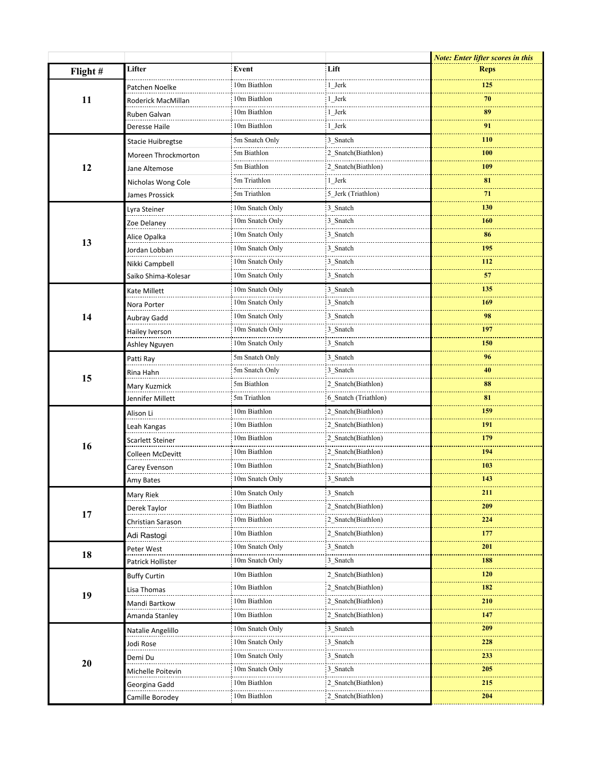| | | | | *Note: Enter lifter scores in this* |
|---|---|---|---|---|
| **Flight #** | **Lifter** | **Event** | **Lift** | **Reps** |
| 11 | Patchen Noelke | 10m Biathlon | 1_Jerk | 125 |
| | Roderick MacMillan | 10m Biathlon | 1_Jerk | 70 |
| | Ruben Galvan | 10m Biathlon | 1_Jerk | 89 |
| | Deresse Haile | 10m Biathlon | 1_Jerk | 91 |
| 12 | Stacie Huibregtse | 5m Snatch Only | 3_Snatch | 110 |
| | Moreen Throckmorton | 5m Biathlon | 2_Snatch(Biathlon) | 100 |
| | Jane Altemose | 5m Biathlon | 2_Snatch(Biathlon) | 109 |
| | Nicholas Wong Cole | 5m Triathlon | 1_Jerk | 81 |
| | James Prossick | 5m Triathlon | 5_Jerk (Triathlon) | 71 |
| 13 | Lyra Steiner | 10m Snatch Only | 3_Snatch | 130 |
| | Zoe Delaney | 10m Snatch Only | 3_Snatch | 160 |
| | Alice Opalka | 10m Snatch Only | 3_Snatch | 86 |
| | Jordan Lobban | 10m Snatch Only | 3_Snatch | 195 |
| | Nikki Campbell | 10m Snatch Only | 3_Snatch | 112 |
| | Saiko Shima-Kolesar | 10m Snatch Only | 3_Snatch | 57 |
| 14 | Kate Millett | 10m Snatch Only | 3_Snatch | 135 |
| | Nora Porter | 10m Snatch Only | 3_Snatch | 169 |
| | Aubray Gadd | 10m Snatch Only | 3_Snatch | 98 |
| | Hailey Iverson | 10m Snatch Only | 3_Snatch | 197 |
| | Ashley Nguyen | 10m Snatch Only | 3_Snatch | 150 |
| 15 | Patti Ray | 5m Snatch Only | 3_Snatch | 96 |
| | Rina Hahn | 5m Snatch Only | 3_Snatch | 40 |
| | Mary Kuzmick | 5m Biathlon | 2_Snatch(Biathlon) | 88 |
| | Jennifer Millett | 5m Triathlon | 6_Snatch (Triathlon) | 81 |
| 16 | Alison Li | 10m Biathlon | 2_Snatch(Biathlon) | 159 |
| | Leah Kangas | 10m Biathlon | 2_Snatch(Biathlon) | 191 |
| | Scarlett Steiner | 10m Biathlon | 2_Snatch(Biathlon) | 179 |
| | Colleen McDevitt | 10m Biathlon | 2_Snatch(Biathlon) | 194 |
| | Carey Evenson | 10m Biathlon | 2_Snatch(Biathlon) | 103 |
| | Amy Bates | 10m Snatch Only | 3_Snatch | 143 |
| 17 | Mary Riek | 10m Snatch Only | 3_Snatch | 211 |
| | Derek Taylor | 10m Biathlon | 2_Snatch(Biathlon) | 209 |
| | Christian Sarason | 10m Biathlon | 2_Snatch(Biathlon) | 224 |
| | Adi Rastogi | 10m Biathlon | 2_Snatch(Biathlon) | 177 |
| 18 | Peter West | 10m Snatch Only | 3_Snatch | 201 |
| | Patrick Hollister | 10m Snatch Only | 3_Snatch | 188 |
| 19 | Buffy Curtin | 10m Biathlon | 2_Snatch(Biathlon) | 120 |
| | Lisa Thomas | 10m Biathlon | 2_Snatch(Biathlon) | 182 |
| | Mandi Bartkow | 10m Biathlon | 2_Snatch(Biathlon) | 210 |
| | Amanda Stanley | 10m Biathlon | 2_Snatch(Biathlon) | 147 |
| 20 | Natalie Angelillo | 10m Snatch Only | 3_Snatch | 209 |
| | Jodi Rose | 10m Snatch Only | 3_Snatch | 228 |
| | Demi Du | 10m Snatch Only | 3_Snatch | 233 |
| | Michelle Poitevin | 10m Snatch Only | 3_Snatch | 205 |
| | Georgina Gadd | 10m Biathlon | 2_Snatch(Biathlon) | 215 |
| | Camille Borodey | 10m Biathlon | 2_Snatch(Biathlon) | 204 |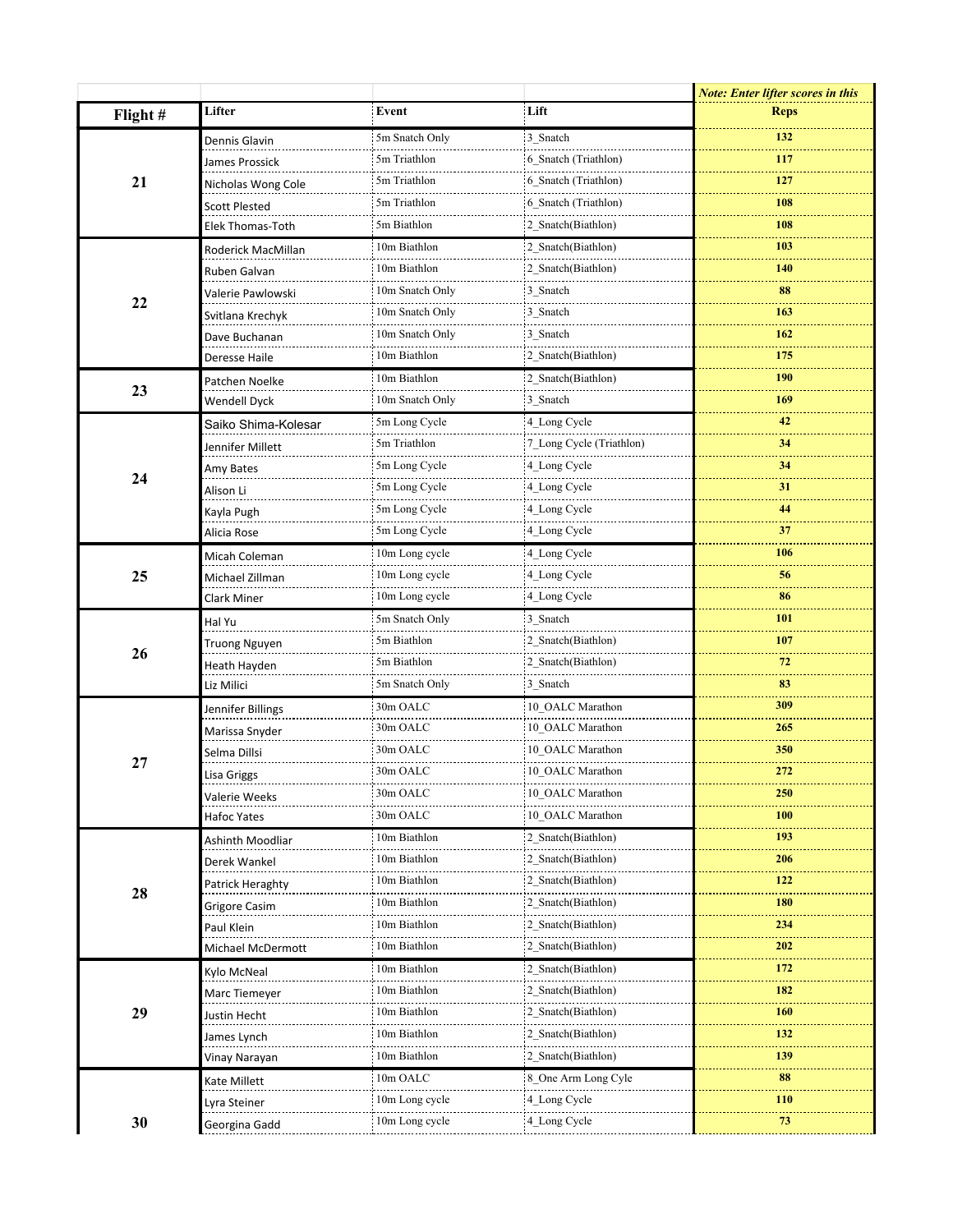| Flight # | Lifter | Event | Lift | *Note: Enter lifter scores in this* Reps |
|---|---|---|---|---|
| 21 | Dennis Glavin | 5m Snatch Only | 3_Snatch | 132 |
| | James Prossick | 5m Triathlon | 6_Snatch (Triathlon) | 117 |
| | Nicholas Wong Cole | 5m Triathlon | 6_Snatch (Triathlon) | 127 |
| | Scott Plested | 5m Triathlon | 6_Snatch (Triathlon) | 108 |
| | Elek Thomas-Toth | 5m Biathlon | 2_Snatch(Biathlon) | 108 |
| 22 | Roderick MacMillan | 10m Biathlon | 2_Snatch(Biathlon) | 103 |
| | Ruben Galvan | 10m Biathlon | 2_Snatch(Biathlon) | 140 |
| | Valerie Pawlowski | 10m Snatch Only | 3_Snatch | 88 |
| | Svitlana Krechyk | 10m Snatch Only | 3_Snatch | 163 |
| | Dave Buchanan | 10m Snatch Only | 3_Snatch | 162 |
| | Deresse Haile | 10m Biathlon | 2_Snatch(Biathlon) | 175 |
| 23 | Patchen Noelke | 10m Biathlon | 2_Snatch(Biathlon) | 190 |
| | Wendell Dyck | 10m Snatch Only | 3_Snatch | 169 |
| 24 | Saiko Shima-Kolesar | 5m Long Cycle | 4_Long Cycle | 42 |
| | Jennifer Millett | 5m Triathlon | 7_Long Cycle (Triathlon) | 34 |
| | Amy Bates | 5m Long Cycle | 4_Long Cycle | 34 |
| | Alison Li | 5m Long Cycle | 4_Long Cycle | 31 |
| | Kayla Pugh | 5m Long Cycle | 4_Long Cycle | 44 |
| | Alicia Rose | 5m Long Cycle | 4_Long Cycle | 37 |
| 25 | Micah Coleman | 10m Long cycle | 4_Long Cycle | 106 |
| | Michael Zillman | 10m Long cycle | 4_Long Cycle | 56 |
| | Clark Miner | 10m Long cycle | 4_Long Cycle | 86 |
| 26 | Hal Yu | 5m Snatch Only | 3_Snatch | 101 |
| | Truong Nguyen | 5m Biathlon | 2_Snatch(Biathlon) | 107 |
| | Heath Hayden | 5m Biathlon | 2_Snatch(Biathlon) | 72 |
| | Liz Milici | 5m Snatch Only | 3_Snatch | 83 |
| 27 | Jennifer Billings | 30m OALC | 10_OALC Marathon | 309 |
| | Marissa Snyder | 30m OALC | 10_OALC Marathon | 265 |
| | Selma Dillsi | 30m OALC | 10_OALC Marathon | 350 |
| | Lisa Griggs | 30m OALC | 10_OALC Marathon | 272 |
| | Valerie Weeks | 30m OALC | 10_OALC Marathon | 250 |
| | Hafoc Yates | 30m OALC | 10_OALC Marathon | 100 |
| 28 | Ashinth Moodliar | 10m Biathlon | 2_Snatch(Biathlon) | 193 |
| | Derek Wankel | 10m Biathlon | 2_Snatch(Biathlon) | 206 |
| | Patrick Heraghty | 10m Biathlon | 2_Snatch(Biathlon) | 122 |
| | Grigore Casim | 10m Biathlon | 2_Snatch(Biathlon) | 180 |
| | Paul Klein | 10m Biathlon | 2_Snatch(Biathlon) | 234 |
| | Michael McDermott | 10m Biathlon | 2_Snatch(Biathlon) | 202 |
| 29 | Kylo McNeal | 10m Biathlon | 2_Snatch(Biathlon) | 172 |
| | Marc Tiemeyer | 10m Biathlon | 2_Snatch(Biathlon) | 182 |
| | Justin Hecht | 10m Biathlon | 2_Snatch(Biathlon) | 160 |
| | James Lynch | 10m Biathlon | 2_Snatch(Biathlon) | 132 |
| | Vinay Narayan | 10m Biathlon | 2_Snatch(Biathlon) | 139 |
| 30 | Kate Millett | 10m OALC | 8_One Arm Long Cyle | 88 |
| | Lyra Steiner | 10m Long cycle | 4_Long Cycle | 110 |
| | Georgina Gadd | 10m Long cycle | 4_Long Cycle | 73 |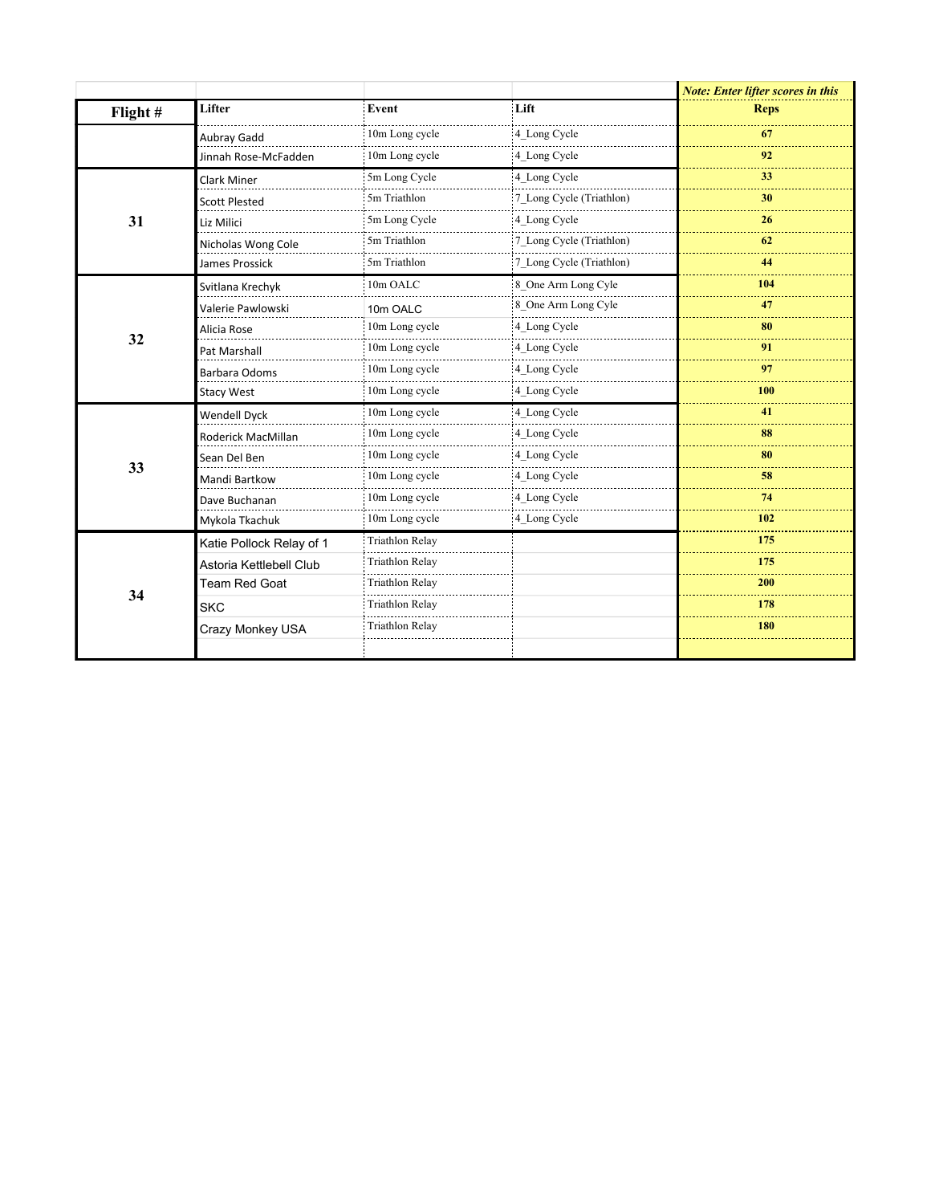| | | | | Note: Enter lifter scores in this |
|---|---|---|---|---|
| **Flight #** | **Lifter** | **Event** | **Lift** | **Reps** |
| | Aubray Gadd | 10m Long cycle | 4_Long Cycle | 67 |
| | Jinnah Rose-McFadden | 10m Long cycle | 4_Long Cycle | 92 |
| 31 | Clark Miner | 5m Long Cycle | 4_Long Cycle | 33 |
| | Scott Plested | 5m Triathlon | 7_Long Cycle (Triathlon) | 30 |
| | Liz Milici | 5m Long Cycle | 4_Long Cycle | 26 |
| | Nicholas Wong Cole | 5m Triathlon | 7_Long Cycle (Triathlon) | 62 |
| | James Prossick | 5m Triathlon | 7_Long Cycle (Triathlon) | 44 |
| 32 | Svitlana Krechyk | 10m OALC | 8_One Arm Long Cyle | 104 |
| | Valerie Pawlowski | 10m OALC | 8_One Arm Long Cyle | 47 |
| | Alicia Rose | 10m Long cycle | 4_Long Cycle | 80 |
| | Pat Marshall | 10m Long cycle | 4_Long Cycle | 91 |
| | Barbara Odoms | 10m Long cycle | 4_Long Cycle | 97 |
| | Stacy West | 10m Long cycle | 4_Long Cycle | 100 |
| 33 | Wendell Dyck | 10m Long cycle | 4_Long Cycle | 41 |
| | Roderick MacMillan | 10m Long cycle | 4_Long Cycle | 88 |
| | Sean Del Ben | 10m Long cycle | 4_Long Cycle | 80 |
| | Mandi Bartkow | 10m Long cycle | 4_Long Cycle | 58 |
| | Dave Buchanan | 10m Long cycle | 4_Long Cycle | 74 |
| | Mykola Tkachuk | 10m Long cycle | 4_Long Cycle | 102 |
| 34 | Katie Pollock Relay of 1 | Triathlon Relay | | 175 |
| | Astoria Kettlebell Club | Triathlon Relay | | 175 |
| | Team Red Goat | Triathlon Relay | | 200 |
| | SKC | Triathlon Relay | | 178 |
| | Crazy Monkey USA | Triathlon Relay | | 180 |